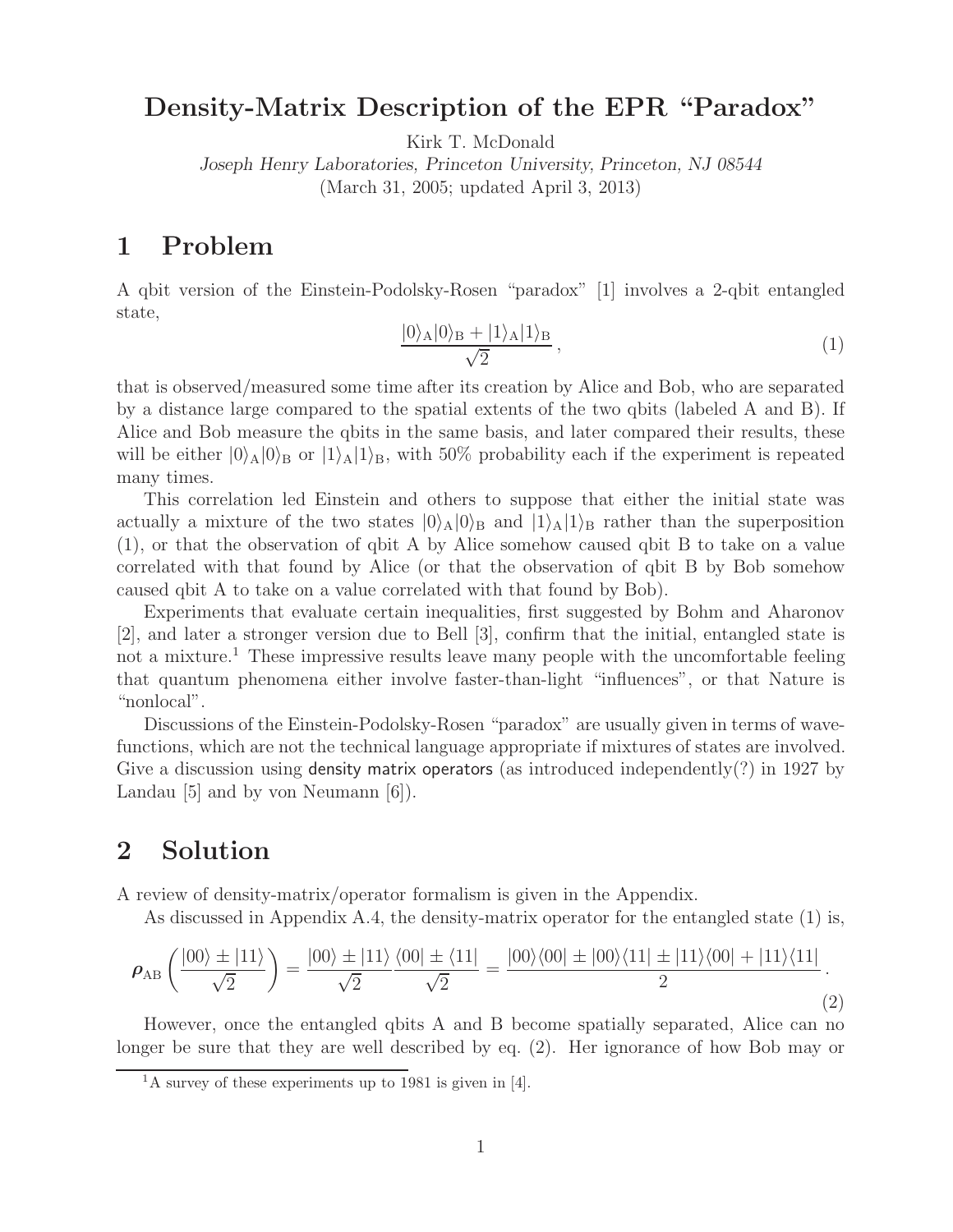# Density-Matrix Description of the EPR "Paradox"

Kirk T. McDonald

*Joseph Henry Laboratories, Princeton University, Princeton, NJ 08544*

(March 31, 2005; updated April 3, 2013)

## 1 Problem

A qbit version of the Einstein-Podolsky-Rosen "paradox" [1] involves a 2-qbit entangled state,

$$\frac{|0\rangle_{\mathrm{A}}|0\rangle_{\mathrm{B}} + |1\rangle_{\mathrm{A}}|1\rangle_{\mathrm{B}}}{\sqrt{2}}, \tag{1}$$

that is observed/measured some time after its creation by Alice and Bob, who are separated by a distance large compared to the spatial extents of the two qbits (labeled A and B). If Alice and Bob measure the qbits in the same basis, and later compared their results, these will be either $|0\rangle_{\mathrm{A}}|0\rangle_{\mathrm{B}}$ or $|1\rangle_{\mathrm{A}}|1\rangle_{\mathrm{B}}$, with 50% probability each if the experiment is repeated many times.

This correlation led Einstein and others to suppose that either the initial state was actually a mixture of the two states $|0\rangle_{\mathrm{A}}|0\rangle_{\mathrm{B}}$ and $|1\rangle_{\mathrm{A}}|1\rangle_{\mathrm{B}}$ rather than the superposition (1), or that the observation of qbit A by Alice somehow caused qbit B to take on a value correlated with that found by Alice (or that the observation of qbit B by Bob somehow caused qbit A to take on a value correlated with that found by Bob).

Experiments that evaluate certain inequalities, first suggested by Bohm and Aharonov [2], and later a stronger version due to Bell [3], confirm that the initial, entangled state is not a mixture.[1] These impressive results leave many people with the uncomfortable feeling that quantum phenomena either involve faster-than-light "influences", or that Nature is "nonlocal".

Discussions of the Einstein-Podolsky-Rosen "paradox" are usually given in terms of wavefunctions, which are not the technical language appropriate if mixtures of states are involved. Give a discussion using density matrix operators (as introduced independently(?) in 1927 by Landau [5] and by von Neumann [6]).

## 2 Solution

A review of density-matrix/operator formalism is given in the Appendix.

As discussed in Appendix A.4, the density-matrix operator for the entangled state (1) is,

$$\boldsymbol{\rho}_{\mathrm{AB}}\left(\frac{|00\rangle \pm |11\rangle}{\sqrt{2}}\right) = \frac{|00\rangle \pm |11\rangle}{\sqrt{2}} \frac{\langle 00| \pm \langle 11|}{\sqrt{2}} = \frac{|00\rangle\langle 00| \pm |00\rangle\langle 11| \pm |11\rangle\langle 00| + |11\rangle\langle 11|}{2}. \tag{2}$$

However, once the entangled qbits A and B become spatially separated, Alice can no longer be sure that they are well described by eq. (2). Her ignorance of how Bob may or

[1] A survey of these experiments up to 1981 is given in [4].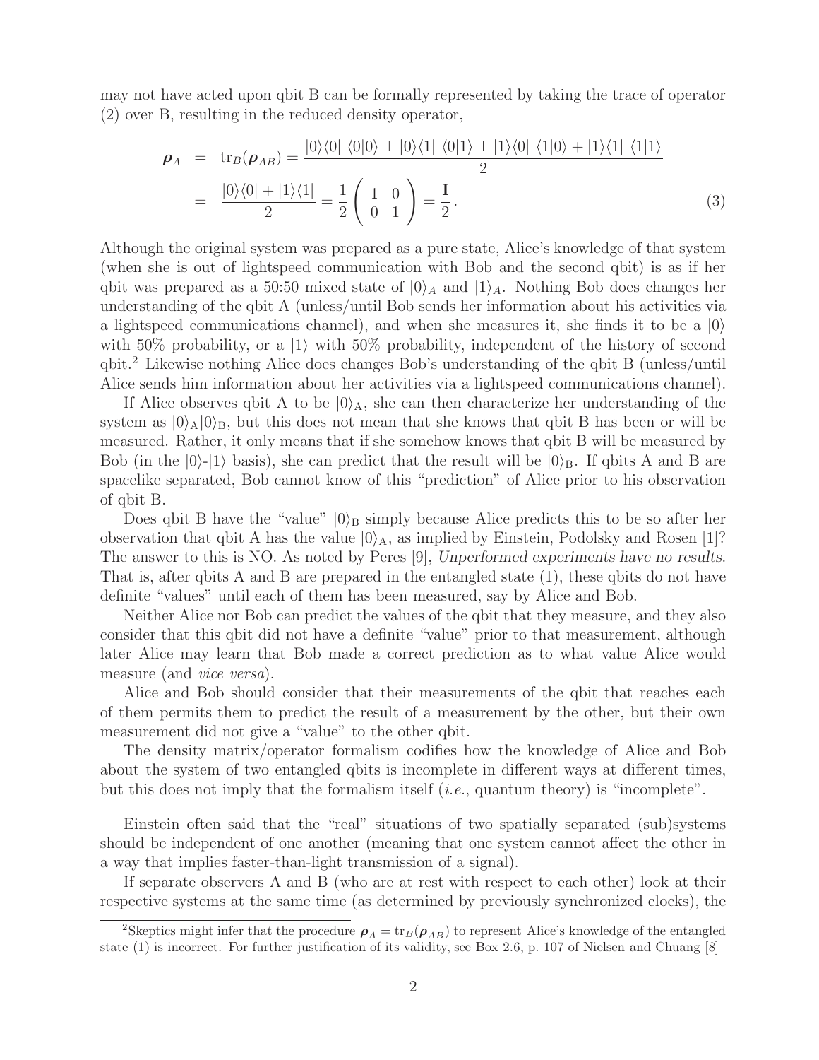may not have acted upon qbit B can be formally represented by taking the trace of operator (2) over B, resulting in the reduced density operator,

$$
\begin{aligned}
\boldsymbol{\rho}_A &= \mathrm{tr}_B(\boldsymbol{\rho}_{AB}) = \frac{|0\rangle\langle 0|\ \langle 0|0\rangle \pm |0\rangle\langle 1|\ \langle 0|1\rangle \pm |1\rangle\langle 0|\ \langle 1|0\rangle + |1\rangle\langle 1|\ \langle 1|1\rangle}{2} \\
&= \frac{|0\rangle\langle 0| + |1\rangle\langle 1|}{2} = \frac{1}{2}\begin{pmatrix} 1 & 0 \\ 0 & 1 \end{pmatrix} = \frac{\mathbf{I}}{2}\,.
\end{aligned} \tag{3}
$$

Although the original system was prepared as a pure state, Alice's knowledge of that system (when she is out of lightspeed communication with Bob and the second qbit) is as if her qbit was prepared as a 50:50 mixed state of $|0\rangle_A$ and $|1\rangle_A$. Nothing Bob does changes her understanding of the qbit A (unless/until Bob sends her information about his activities via a lightspeed communications channel), and when she measures it, she finds it to be a $|0\rangle$ with 50% probability, or a $|1\rangle$ with 50% probability, independent of the history of second qbit.[2] Likewise nothing Alice does changes Bob's understanding of the qbit B (unless/until Alice sends him information about her activities via a lightspeed communications channel).

If Alice observes qbit A to be $|0\rangle_{\mathrm{A}}$, she can then characterize her understanding of the system as $|0\rangle_{\mathrm{A}}|0\rangle_{\mathrm{B}}$, but this does not mean that she knows that qbit B has been or will be measured. Rather, it only means that if she somehow knows that qbit B will be measured by Bob (in the $|0\rangle$-$|1\rangle$ basis), she can predict that the result will be $|0\rangle_{\mathrm{B}}$. If qbits A and B are spacelike separated, Bob cannot know of this "prediction" of Alice prior to his observation of qbit B.

Does qbit B have the "value" $|0\rangle_{\mathrm{B}}$ simply because Alice predicts this to be so after her observation that qbit A has the value $|0\rangle_{\mathrm{A}}$, as implied by Einstein, Podolsky and Rosen [1]? The answer to this is NO. As noted by Peres [9], *Unperformed experiments have no results*. That is, after qbits A and B are prepared in the entangled state (1), these qbits do not have definite "values" until each of them has been measured, say by Alice and Bob.

Neither Alice nor Bob can predict the values of the qbit that they measure, and they also consider that this qbit did not have a definite "value" prior to that measurement, although later Alice may learn that Bob made a correct prediction as to what value Alice would measure (and *vice versa*).

Alice and Bob should consider that their measurements of the qbit that reaches each of them permits them to predict the result of a measurement by the other, but their own measurement did not give a "value" to the other qbit.

The density matrix/operator formalism codifies how the knowledge of Alice and Bob about the system of two entangled qbits is incomplete in different ways at different times, but this does not imply that the formalism itself (*i.e.*, quantum theory) is "incomplete".

Einstein often said that the "real" situations of two spatially separated (sub)systems should be independent of one another (meaning that one system cannot affect the other in a way that implies faster-than-light transmission of a signal).

If separate observers A and B (who are at rest with respect to each other) look at their respective systems at the same time (as determined by previously synchronized clocks), the

[2] Skeptics might infer that the procedure $\boldsymbol{\rho}_A = \mathrm{tr}_B(\boldsymbol{\rho}_{AB})$ to represent Alice's knowledge of the entangled state (1) is incorrect. For further justification of its validity, see Box 2.6, p. 107 of Nielsen and Chuang [8]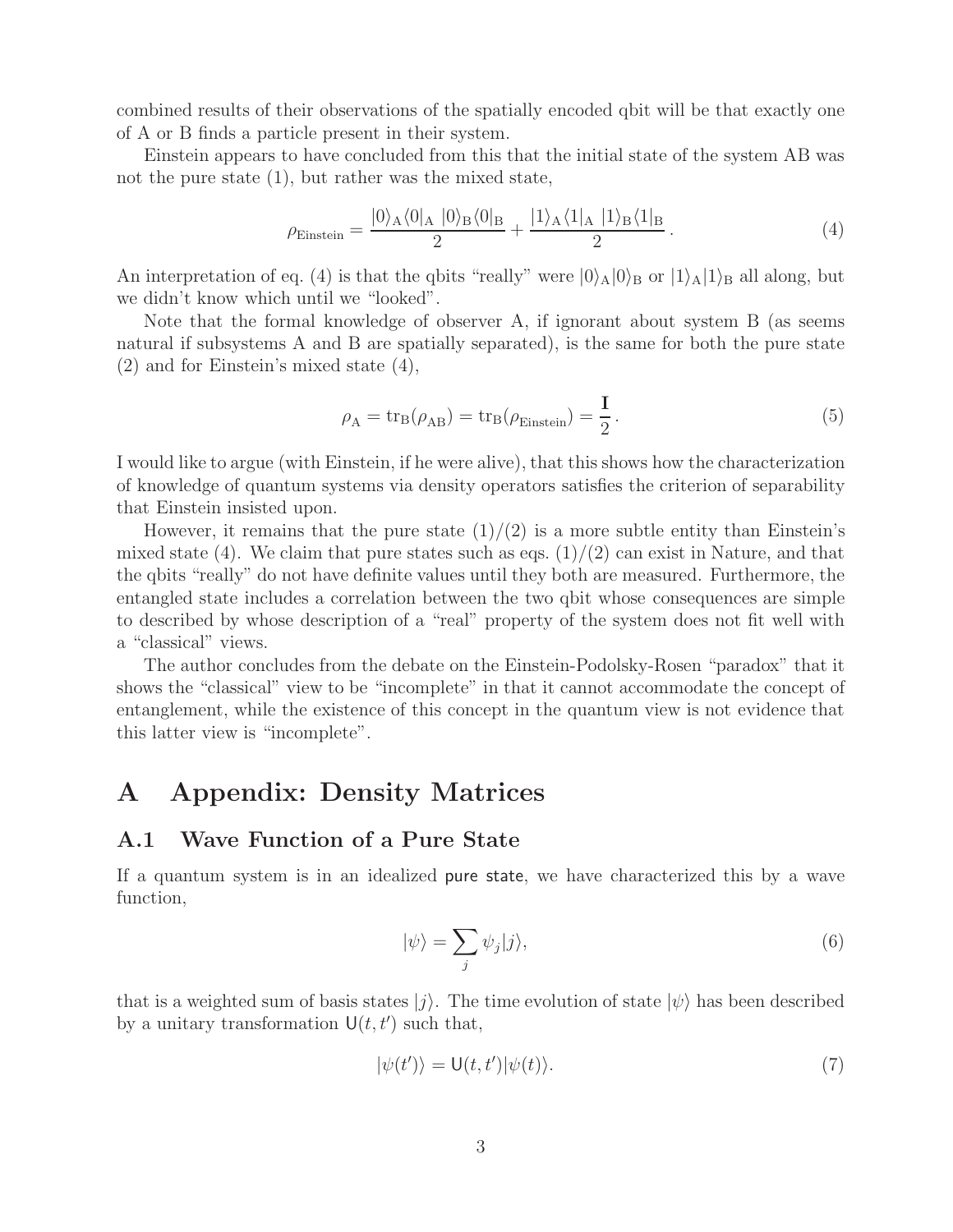combined results of their observations of the spatially encoded qbit will be that exactly one of A or B finds a particle present in their system.

Einstein appears to have concluded from this that the initial state of the system AB was not the pure state (1), but rather was the mixed state,

$$\rho_{\rm Einstein} = \frac{|0\rangle_{\rm A}\langle 0|_{\rm A}\ |0\rangle_{\rm B}\langle 0|_{\rm B}}{2} + \frac{|1\rangle_{\rm A}\langle 1|_{\rm A}\ |1\rangle_{\rm B}\langle 1|_{\rm B}}{2}\,. \tag{4}$$

An interpretation of eq. (4) is that the qbits "really" were $|0\rangle_{\rm A}|0\rangle_{\rm B}$ or $|1\rangle_{\rm A}|1\rangle_{\rm B}$ all along, but we didn't know which until we "looked".

Note that the formal knowledge of observer A, if ignorant about system B (as seems natural if subsystems A and B are spatially separated), is the same for both the pure state (2) and for Einstein's mixed state (4),

$$\rho_{\rm A} = {\rm tr}_{\rm B}(\rho_{\rm AB}) = {\rm tr}_{\rm B}(\rho_{\rm Einstein}) = \frac{\mathbf{I}}{2}\,. \tag{5}$$

I would like to argue (with Einstein, if he were alive), that this shows how the characterization of knowledge of quantum systems via density operators satisfies the criterion of separability that Einstein insisted upon.

However, it remains that the pure state (1)/(2) is a more subtle entity than Einstein's mixed state (4). We claim that pure states such as eqs. (1)/(2) can exist in Nature, and that the qbits "really" do not have definite values until they both are measured. Furthermore, the entangled state includes a correlation between the two qbit whose consequences are simple to described by whose description of a "real" property of the system does not fit well with a "classical" views.

The author concludes from the debate on the Einstein-Podolsky-Rosen "paradox" that it shows the "classical" view to be "incomplete" in that it cannot accommodate the concept of entanglement, while the existence of this concept in the quantum view is not evidence that this latter view is "incomplete".

# A Appendix: Density Matrices

## A.1 Wave Function of a Pure State

If a quantum system is in an idealized pure state, we have characterized this by a wave function,

$$|\psi\rangle = \sum_j \psi_j |j\rangle, \tag{6}$$

that is a weighted sum of basis states $|j\rangle$. The time evolution of state $|\psi\rangle$ has been described by a unitary transformation $\mathsf{U}(t, t')$ such that,

$$|\psi(t')\rangle = \mathsf{U}(t, t')|\psi(t)\rangle. \tag{7}$$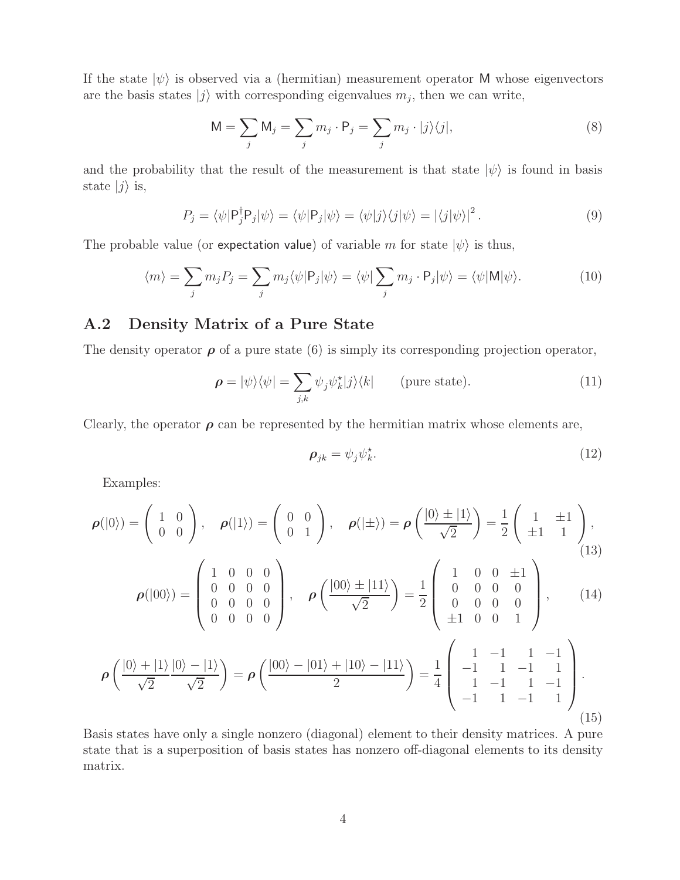If the state $|\psi\rangle$ is observed via a (hermitian) measurement operator $\mathsf{M}$ whose eigenvectors are the basis states $|j\rangle$ with corresponding eigenvalues $m_j$, then we can write,

$$\mathsf{M} = \sum_j \mathsf{M}_j = \sum_j m_j \cdot \mathsf{P}_j = \sum_j m_j \cdot |j\rangle\langle j|, \tag{8}$$

and the probability that the result of the measurement is that state $|\psi\rangle$ is found in basis state $|j\rangle$ is,

$$P_j = \langle\psi|\mathsf{P}_j^\dagger \mathsf{P}_j|\psi\rangle = \langle\psi|\mathsf{P}_j|\psi\rangle = \langle\psi|j\rangle\langle j|\psi\rangle = |\langle j|\psi\rangle|^2. \tag{9}$$

The probable value (or expectation value) of variable $m$ for state $|\psi\rangle$ is thus,

$$\langle m\rangle = \sum_j m_j P_j = \sum_j m_j \langle\psi|\mathsf{P}_j|\psi\rangle = \langle\psi|\sum_j m_j \cdot \mathsf{P}_j|\psi\rangle = \langle\psi|\mathsf{M}|\psi\rangle. \tag{10}$$

## A.2 Density Matrix of a Pure State

The density operator $\boldsymbol{\rho}$ of a pure state (6) is simply its corresponding projection operator,

$$\boldsymbol{\rho} = |\psi\rangle\langle\psi| = \sum_{j,k} \psi_j \psi_k^\star |j\rangle\langle k| \qquad \text{(pure state)}. \tag{11}$$

Clearly, the operator $\boldsymbol{\rho}$ can be represented by the hermitian matrix whose elements are,

$$\boldsymbol{\rho}_{jk} = \psi_j \psi_k^\star. \tag{12}$$

Examples:

$$\boldsymbol{\rho}(|0\rangle) = \begin{pmatrix} 1 & 0 \\ 0 & 0 \end{pmatrix}, \quad \boldsymbol{\rho}(|1\rangle) = \begin{pmatrix} 0 & 0 \\ 0 & 1 \end{pmatrix}, \quad \boldsymbol{\rho}(|\pm\rangle) = \boldsymbol{\rho}\left(\frac{|0\rangle \pm |1\rangle}{\sqrt{2}}\right) = \frac{1}{2}\begin{pmatrix} 1 & \pm 1 \\ \pm 1 & 1 \end{pmatrix}, \tag{13}$$

$$\boldsymbol{\rho}(|00\rangle) = \begin{pmatrix} 1 & 0 & 0 & 0 \\ 0 & 0 & 0 & 0 \\ 0 & 0 & 0 & 0 \\ 0 & 0 & 0 & 0 \end{pmatrix}, \quad \boldsymbol{\rho}\left(\frac{|00\rangle \pm |11\rangle}{\sqrt{2}}\right) = \frac{1}{2}\begin{pmatrix} 1 & 0 & 0 & \pm 1 \\ 0 & 0 & 0 & 0 \\ 0 & 0 & 0 & 0 \\ \pm 1 & 0 & 0 & 1 \end{pmatrix}, \tag{14}$$

$$\boldsymbol{\rho}\left(\frac{|0\rangle + |1\rangle}{\sqrt{2}} \frac{|0\rangle - |1\rangle}{\sqrt{2}}\right) = \boldsymbol{\rho}\left(\frac{|00\rangle - |01\rangle + |10\rangle - |11\rangle}{2}\right) = \frac{1}{4}\begin{pmatrix} 1 & -1 & 1 & -1 \\ -1 & 1 & -1 & 1 \\ 1 & -1 & 1 & -1 \\ -1 & 1 & -1 & 1 \end{pmatrix}. \tag{15}$$

Basis states have only a single nonzero (diagonal) element to their density matrices. A pure state that is a superposition of basis states has nonzero off-diagonal elements to its density matrix.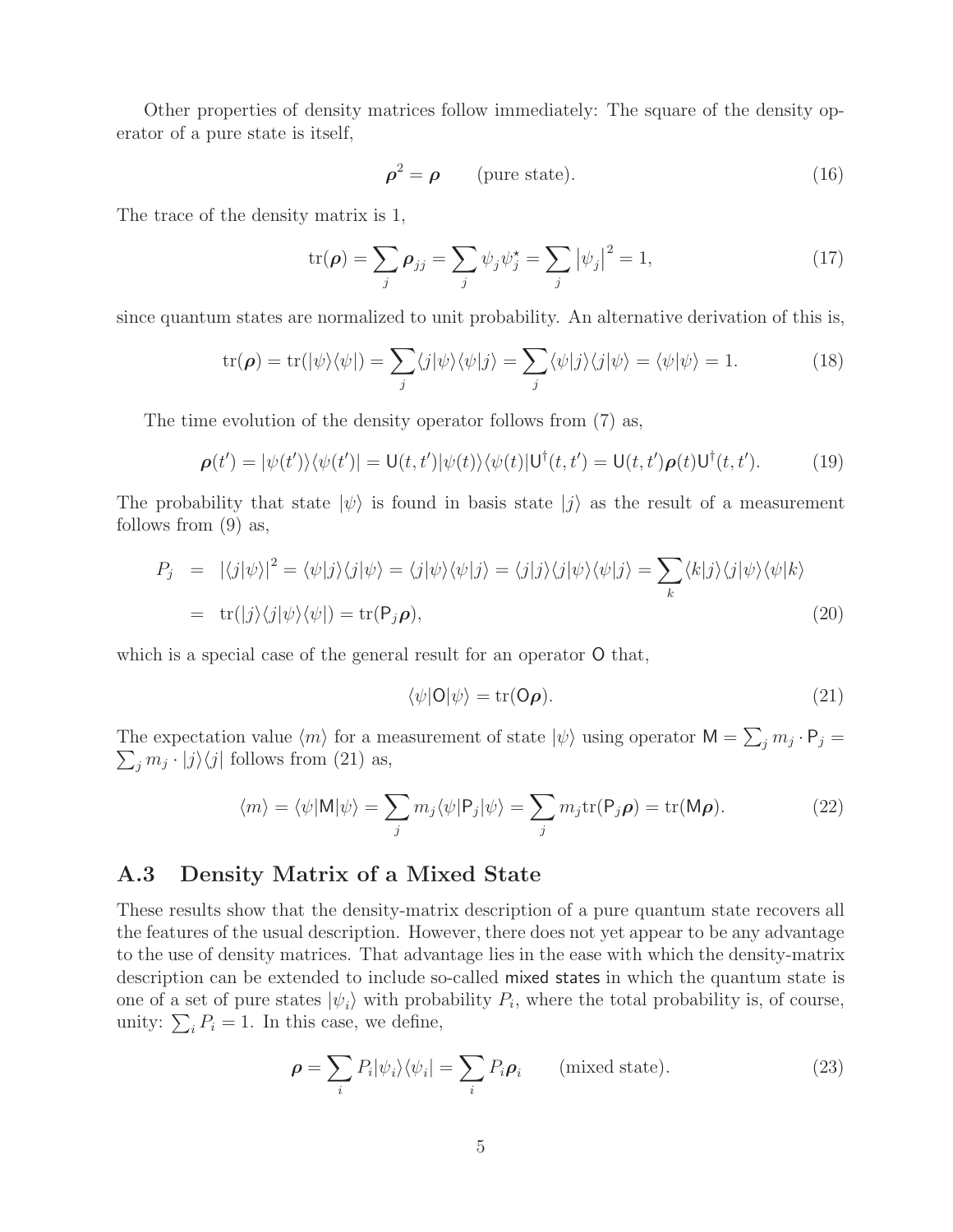Other properties of density matrices follow immediately: The square of the density operator of a pure state is itself,

$$\boldsymbol{\rho}^2 = \boldsymbol{\rho} \qquad \text{(pure state)}. \tag{16}$$

The trace of the density matrix is 1,

$$\mathrm{tr}(\boldsymbol{\rho}) = \sum_j \boldsymbol{\rho}_{jj} = \sum_j \psi_j \psi_j^\star = \sum_j \left|\psi_j\right|^2 = 1, \tag{17}$$

since quantum states are normalized to unit probability. An alternative derivation of this is,

$$\mathrm{tr}(\boldsymbol{\rho}) = \mathrm{tr}(|\psi\rangle\langle\psi|) = \sum_j \langle j|\psi\rangle\langle\psi|j\rangle = \sum_j \langle\psi|j\rangle\langle j|\psi\rangle = \langle\psi|\psi\rangle = 1. \tag{18}$$

The time evolution of the density operator follows from (7) as,

$$\boldsymbol{\rho}(t') = |\psi(t')\rangle\langle\psi(t')| = \mathsf{U}(t,t')|\psi(t)\rangle\langle\psi(t)|\mathsf{U}^\dagger(t,t') = \mathsf{U}(t,t')\boldsymbol{\rho}(t)\mathsf{U}^\dagger(t,t'). \tag{19}$$

The probability that state $|\psi\rangle$ is found in basis state $|j\rangle$ as the result of a measurement follows from (9) as,

$$\begin{aligned} P_j &= |\langle j|\psi\rangle|^2 = \langle\psi|j\rangle\langle j|\psi\rangle = \langle j|\psi\rangle\langle\psi|j\rangle = \langle j|j\rangle\langle j|\psi\rangle\langle\psi|j\rangle = \sum_k \langle k|j\rangle\langle j|\psi\rangle\langle\psi|k\rangle \\ &= \mathrm{tr}(|j\rangle\langle j|\psi\rangle\langle\psi|) = \mathrm{tr}(\mathsf{P}_j\boldsymbol{\rho}), \end{aligned} \tag{20}$$

which is a special case of the general result for an operator $\mathsf{O}$ that,

$$\langle\psi|\mathsf{O}|\psi\rangle = \mathrm{tr}(\mathsf{O}\boldsymbol{\rho}). \tag{21}$$

The expectation value $\langle m\rangle$ for a measurement of state $|\psi\rangle$ using operator $\mathsf{M} = \sum_j m_j \cdot \mathsf{P}_j = \sum_j m_j \cdot |j\rangle\langle j|$ follows from (21) as,

$$\langle m\rangle = \langle\psi|\mathsf{M}|\psi\rangle = \sum_j m_j \langle\psi|\mathsf{P}_j|\psi\rangle = \sum_j m_j \mathrm{tr}(\mathsf{P}_j\boldsymbol{\rho}) = \mathrm{tr}(\mathsf{M}\boldsymbol{\rho}). \tag{22}$$

## A.3 Density Matrix of a Mixed State

These results show that the density-matrix description of a pure quantum state recovers all the features of the usual description. However, there does not yet appear to be any advantage to the use of density matrices. That advantage lies in the ease with which the density-matrix description can be extended to include so-called mixed states in which the quantum state is one of a set of pure states $|\psi_i\rangle$ with probability $P_i$, where the total probability is, of course, unity: $\sum_i P_i = 1$. In this case, we define,

$$\boldsymbol{\rho} = \sum_i P_i |\psi_i\rangle\langle\psi_i| = \sum_i P_i \boldsymbol{\rho}_i \qquad \text{(mixed state)}. \tag{23}$$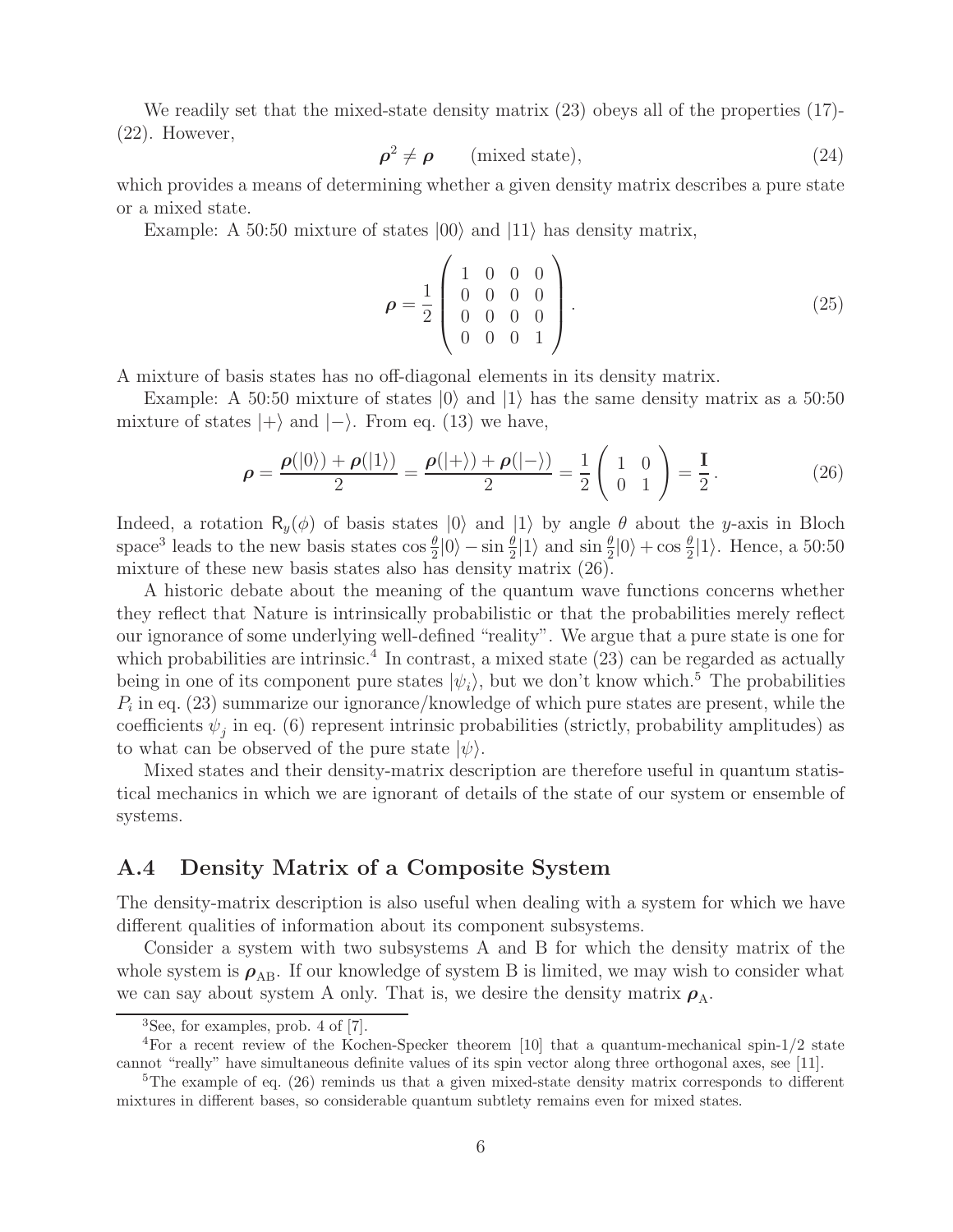We readily set that the mixed-state density matrix (23) obeys all of the properties (17)-(22). However,

$$\boldsymbol{\rho}^2 \neq \boldsymbol{\rho} \qquad \text{(mixed state)}, \tag{24}$$

which provides a means of determining whether a given density matrix describes a pure state or a mixed state.

Example: A 50:50 mixture of states $|00\rangle$ and $|11\rangle$ has density matrix,

$$\boldsymbol{\rho} = \frac{1}{2}\begin{pmatrix} 1 & 0 & 0 & 0 \\ 0 & 0 & 0 & 0 \\ 0 & 0 & 0 & 0 \\ 0 & 0 & 0 & 1 \end{pmatrix}. \tag{25}$$

A mixture of basis states has no off-diagonal elements in its density matrix.

Example: A 50:50 mixture of states $|0\rangle$ and $|1\rangle$ has the same density matrix as a 50:50 mixture of states $|+\rangle$ and $|-\rangle$. From eq. (13) we have,

$$\boldsymbol{\rho} = \frac{\boldsymbol{\rho}(|0\rangle) + \boldsymbol{\rho}(|1\rangle)}{2} = \frac{\boldsymbol{\rho}(|+\rangle) + \boldsymbol{\rho}(|-\rangle)}{2} = \frac{1}{2}\begin{pmatrix} 1 & 0 \\ 0 & 1 \end{pmatrix} = \frac{\mathbf{I}}{2}. \tag{26}$$

Indeed, a rotation $\mathsf{R}_y(\phi)$ of basis states $|0\rangle$ and $|1\rangle$ by angle $\theta$ about the $y$-axis in Bloch space[3] leads to the new basis states $\cos\frac{\theta}{2}|0\rangle - \sin\frac{\theta}{2}|1\rangle$ and $\sin\frac{\theta}{2}|0\rangle + \cos\frac{\theta}{2}|1\rangle$. Hence, a 50:50 mixture of these new basis states also has density matrix (26).

A historic debate about the meaning of the quantum wave functions concerns whether they reflect that Nature is intrinsically probabilistic or that the probabilities merely reflect our ignorance of some underlying well-defined "reality". We argue that a pure state is one for which probabilities are intrinsic.[4] In contrast, a mixed state (23) can be regarded as actually being in one of its component pure states $|\psi_i\rangle$, but we don't know which.[5] The probabilities $P_i$ in eq. (23) summarize our ignorance/knowledge of which pure states are present, while the coefficients $\psi_j$ in eq. (6) represent intrinsic probabilities (strictly, probability amplitudes) as to what can be observed of the pure state $|\psi\rangle$.

Mixed states and their density-matrix description are therefore useful in quantum statistical mechanics in which we are ignorant of details of the state of our system or ensemble of systems.

## A.4 Density Matrix of a Composite System

The density-matrix description is also useful when dealing with a system for which we have different qualities of information about its component subsystems.

Consider a system with two subsystems A and B for which the density matrix of the whole system is $\boldsymbol{\rho}_{\text{AB}}$. If our knowledge of system B is limited, we may wish to consider what we can say about system A only. That is, we desire the density matrix $\boldsymbol{\rho}_{\text{A}}$.

---

[3] See, for examples, prob. 4 of [7].

[4] For a recent review of the Kochen-Specker theorem [10] that a quantum-mechanical spin-1/2 state cannot "really" have simultaneous definite values of its spin vector along three orthogonal axes, see [11].

[5] The example of eq. (26) reminds us that a given mixed-state density matrix corresponds to different mixtures in different bases, so considerable quantum subtlety remains even for mixed states.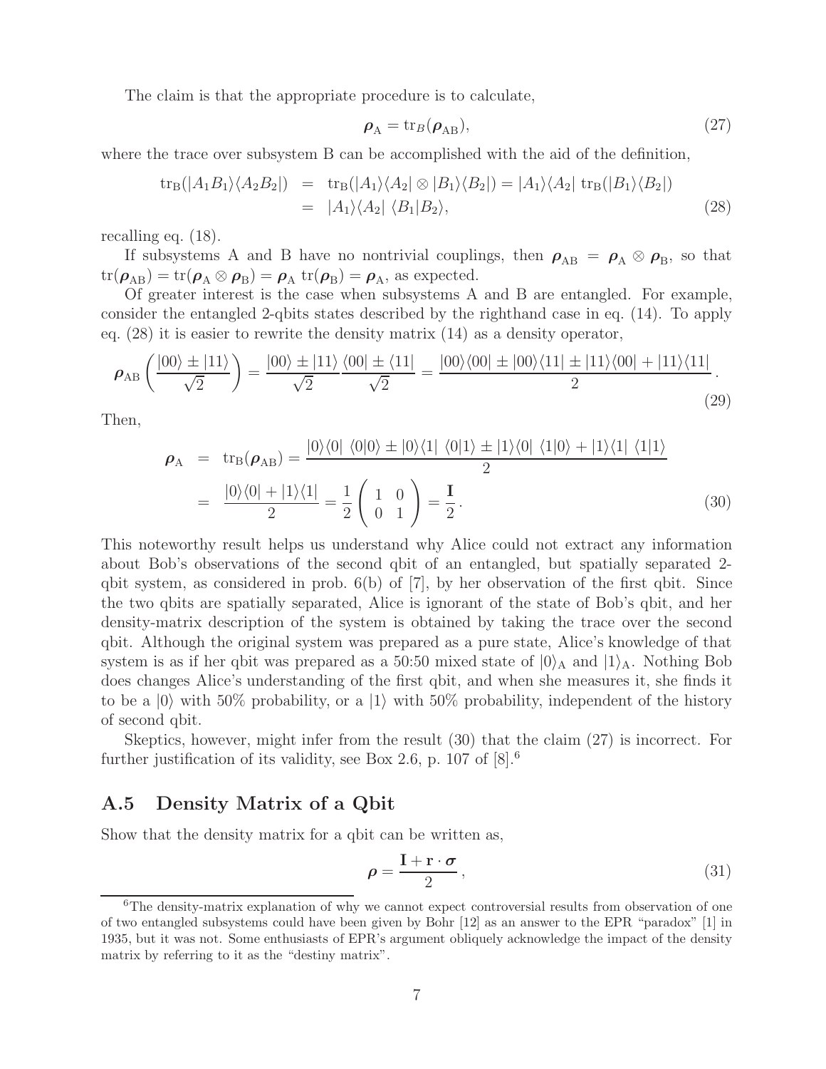The claim is that the appropriate procedure is to calculate,

$$\boldsymbol{\rho}_{\rm A} = {\rm tr}_B(\boldsymbol{\rho}_{\rm AB}), \tag{27}$$

where the trace over subsystem B can be accomplished with the aid of the definition,

$$\begin{aligned} {\rm tr}_{\rm B}(|A_1 B_1\rangle\langle A_2 B_2|) &= {\rm tr}_{\rm B}(|A_1\rangle\langle A_2| \otimes |B_1\rangle\langle B_2|) = |A_1\rangle\langle A_2| \; {\rm tr}_{\rm B}(|B_1\rangle\langle B_2|) \\ &= |A_1\rangle\langle A_2| \; \langle B_1|B_2\rangle, \end{aligned} \tag{28}$$

recalling eq. (18).

If subsystems A and B have no nontrivial couplings, then $\boldsymbol{\rho}_{\rm AB} = \boldsymbol{\rho}_{\rm A} \otimes \boldsymbol{\rho}_{\rm B}$, so that ${\rm tr}(\boldsymbol{\rho}_{\rm AB}) = {\rm tr}(\boldsymbol{\rho}_{\rm A} \otimes \boldsymbol{\rho}_{\rm B}) = \boldsymbol{\rho}_{\rm A} \; {\rm tr}(\boldsymbol{\rho}_{\rm B}) = \boldsymbol{\rho}_{\rm A}$, as expected.

Of greater interest is the case when subsystems A and B are entangled. For example, consider the entangled 2-qbits states described by the righthand case in eq. (14). To apply eq. (28) it is easier to rewrite the density matrix (14) as a density operator,

$$\boldsymbol{\rho}_{\rm AB}\left(\frac{|00\rangle \pm |11\rangle}{\sqrt{2}}\right) = \frac{|00\rangle \pm |11\rangle}{\sqrt{2}} \frac{\langle 00| \pm \langle 11|}{\sqrt{2}} = \frac{|00\rangle\langle 00| \pm |00\rangle\langle 11| \pm |11\rangle\langle 00| + |11\rangle\langle 11|}{2}. \tag{29}$$

Then,

$$\begin{aligned} \boldsymbol{\rho}_{\rm A} &= {\rm tr}_{\rm B}(\boldsymbol{\rho}_{\rm AB}) = \frac{|0\rangle\langle 0| \; \langle 0|0\rangle \pm |0\rangle\langle 1| \; \langle 0|1\rangle \pm |1\rangle\langle 0| \; \langle 1|0\rangle + |1\rangle\langle 1| \; \langle 1|1\rangle}{2} \\ &= \frac{|0\rangle\langle 0| + |1\rangle\langle 1|}{2} = \frac{1}{2}\begin{pmatrix} 1 & 0 \\ 0 & 1 \end{pmatrix} = \frac{\mathbf{I}}{2}. \end{aligned} \tag{30}$$

This noteworthy result helps us understand why Alice could not extract any information about Bob's observations of the second qbit of an entangled, but spatially separated 2-qbit system, as considered in prob. 6(b) of [7], by her observation of the first qbit. Since the two qbits are spatially separated, Alice is ignorant of the state of Bob's qbit, and her density-matrix description of the system is obtained by taking the trace over the second qbit. Although the original system was prepared as a pure state, Alice's knowledge of that system is as if her qbit was prepared as a 50:50 mixed state of $|0\rangle_{\rm A}$ and $|1\rangle_{\rm A}$. Nothing Bob does changes Alice's understanding of the first qbit, and when she measures it, she finds it to be a $|0\rangle$ with 50% probability, or a $|1\rangle$ with 50% probability, independent of the history of second qbit.

Skeptics, however, might infer from the result (30) that the claim (27) is incorrect. For further justification of its validity, see Box 2.6, p. 107 of [8].[6]

## A.5 Density Matrix of a Qbit

Show that the density matrix for a qbit can be written as,

$$\boldsymbol{\rho} = \frac{\mathbf{I} + \mathbf{r} \cdot \boldsymbol{\sigma}}{2}, \tag{31}$$

[6] The density-matrix explanation of why we cannot expect controversial results from observation of one of two entangled subsystems could have been given by Bohr [12] as an answer to the EPR "paradox" [1] in 1935, but it was not. Some enthusiasts of EPR's argument obliquely acknowledge the impact of the density matrix by referring to it as the "destiny matrix".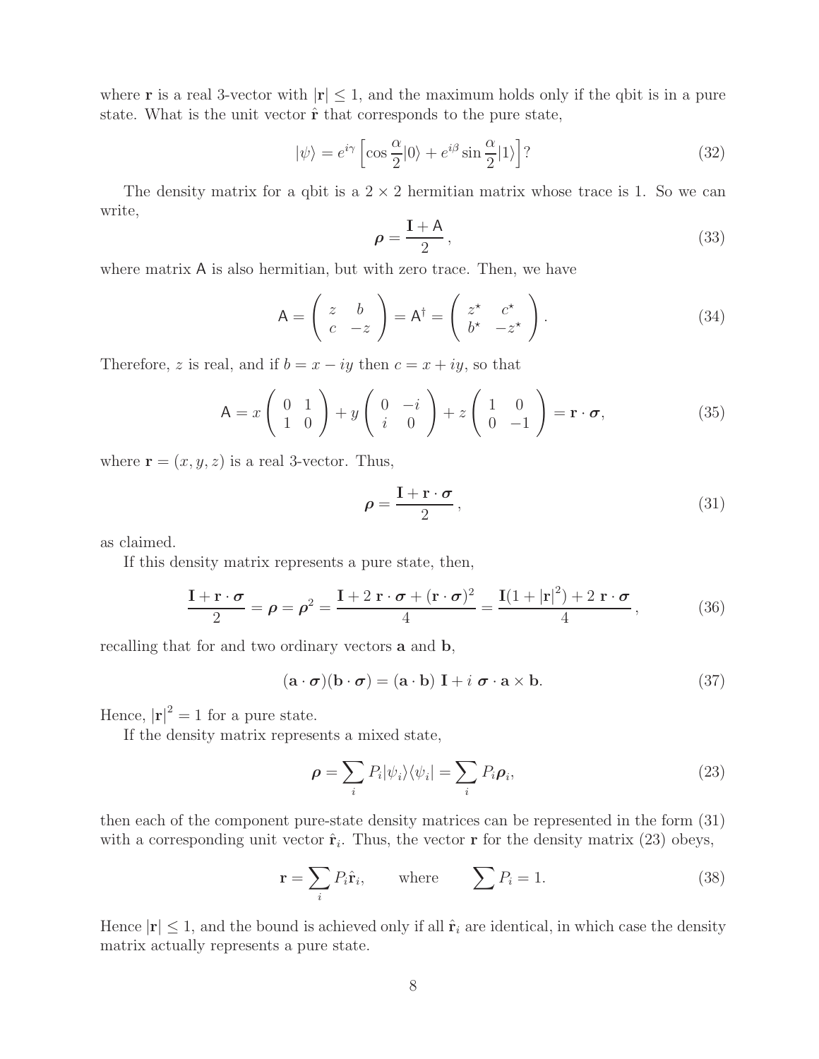where $\mathbf{r}$ is a real 3-vector with $|\mathbf{r}| \le 1$, and the maximum holds only if the qbit is in a pure state. What is the unit vector $\hat{\mathbf{r}}$ that corresponds to the pure state,

$$|\psi\rangle = e^{i\gamma}\left[\cos\frac{\alpha}{2}|0\rangle + e^{i\beta}\sin\frac{\alpha}{2}|1\rangle\right]? \tag{32}$$

The density matrix for a qbit is a $2 \times 2$ hermitian matrix whose trace is 1. So we can write,

$$\boldsymbol{\rho} = \frac{\mathbf{I} + \mathsf{A}}{2}, \tag{33}$$

where matrix $\mathsf{A}$ is also hermitian, but with zero trace. Then, we have

$$\mathsf{A} = \begin{pmatrix} z & b \\ c & -z \end{pmatrix} = \mathsf{A}^\dagger = \begin{pmatrix} z^\star & c^\star \\ b^\star & -z^\star \end{pmatrix}. \tag{34}$$

Therefore, $z$ is real, and if $b = x - iy$ then $c = x + iy$, so that

$$\mathsf{A} = x\begin{pmatrix} 0 & 1 \\ 1 & 0 \end{pmatrix} + y\begin{pmatrix} 0 & -i \\ i & 0 \end{pmatrix} + z\begin{pmatrix} 1 & 0 \\ 0 & -1 \end{pmatrix} = \mathbf{r}\cdot\boldsymbol{\sigma}, \tag{35}$$

where $\mathbf{r} = (x, y, z)$ is a real 3-vector. Thus,

$$\boldsymbol{\rho} = \frac{\mathbf{I} + \mathbf{r}\cdot\boldsymbol{\sigma}}{2}, \tag{31}$$

as claimed.

If this density matrix represents a pure state, then,

$$\frac{\mathbf{I} + \mathbf{r}\cdot\boldsymbol{\sigma}}{2} = \boldsymbol{\rho} = \boldsymbol{\rho}^2 = \frac{\mathbf{I} + 2\,\mathbf{r}\cdot\boldsymbol{\sigma} + (\mathbf{r}\cdot\boldsymbol{\sigma})^2}{4} = \frac{\mathbf{I}(1 + |\mathbf{r}|^2) + 2\,\mathbf{r}\cdot\boldsymbol{\sigma}}{4}, \tag{36}$$

recalling that for and two ordinary vectors $\mathbf{a}$ and $\mathbf{b}$,

$$(\mathbf{a}\cdot\boldsymbol{\sigma})(\mathbf{b}\cdot\boldsymbol{\sigma}) = (\mathbf{a}\cdot\mathbf{b})\ \mathbf{I} + i\ \boldsymbol{\sigma}\cdot\mathbf{a}\times\mathbf{b}. \tag{37}$$

Hence, $|\mathbf{r}|^2 = 1$ for a pure state.

If the density matrix represents a mixed state,

$$\boldsymbol{\rho} = \sum_i P_i|\psi_i\rangle\langle\psi_i| = \sum_i P_i\boldsymbol{\rho}_i, \tag{23}$$

then each of the component pure-state density matrices can be represented in the form (31) with a corresponding unit vector $\hat{\mathbf{r}}_i$. Thus, the vector $\mathbf{r}$ for the density matrix (23) obeys,

$$\mathbf{r} = \sum_i P_i\hat{\mathbf{r}}_i, \qquad \text{where} \qquad \sum P_i = 1. \tag{38}$$

Hence $|\mathbf{r}| \le 1$, and the bound is achieved only if all $\hat{\mathbf{r}}_i$ are identical, in which case the density matrix actually represents a pure state.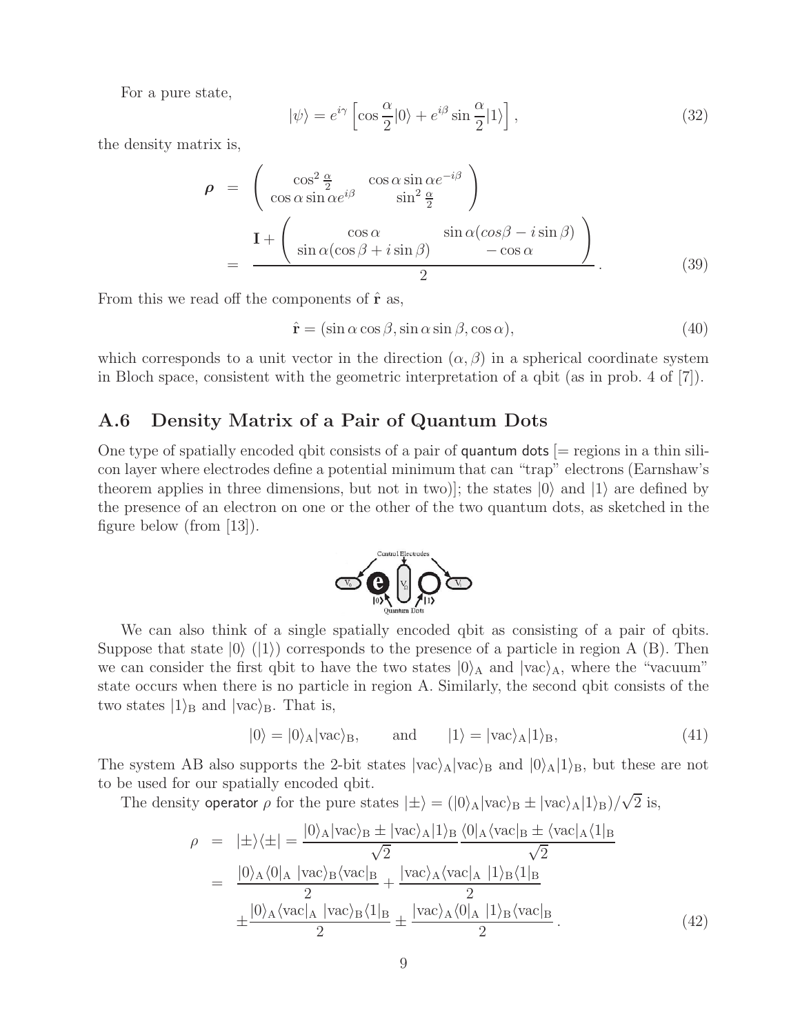For a pure state,

$$|\psi\rangle = e^{i\gamma}\left[\cos\frac{\alpha}{2}|0\rangle + e^{i\beta}\sin\frac{\alpha}{2}|1\rangle\right], \tag{32}$$

the density matrix is,

$$\begin{aligned}
\boldsymbol{\rho} &= \begin{pmatrix} \cos^2\frac{\alpha}{2} & \cos\alpha\sin\alpha e^{-i\beta} \\ \cos\alpha\sin\alpha e^{i\beta} & \sin^2\frac{\alpha}{2} \end{pmatrix} \\
&= \frac{\mathbf{I} + \begin{pmatrix} \cos\alpha & \sin\alpha(cos\beta - i\sin\beta) \\ \sin\alpha(\cos\beta + i\sin\beta) & -\cos\alpha \end{pmatrix}}{2}.
\end{aligned} \tag{39}$$

From this we read off the components of $\hat{\mathbf{r}}$ as,

$$\hat{\mathbf{r}} = (\sin\alpha\cos\beta, \sin\alpha\sin\beta, \cos\alpha), \tag{40}$$

which corresponds to a unit vector in the direction $(\alpha, \beta)$ in a spherical coordinate system in Bloch space, consistent with the geometric interpretation of a qbit (as in prob. 4 of [7]).

## A.6 Density Matrix of a Pair of Quantum Dots

One type of spatially encoded qbit consists of a pair of quantum dots [= regions in a thin silicon layer where electrodes define a potential minimum that can "trap" electrons (Earnshaw's theorem applies in three dimensions, but not in two)]; the states $|0\rangle$ and $|1\rangle$ are defined by the presence of an electron on one or the other of the two quantum dots, as sketched in the figure below (from [13]).

We can also think of a single spatially encoded qbit as consisting of a pair of qbits. Suppose that state $|0\rangle$ ($|1\rangle$) corresponds to the presence of a particle in region A (B). Then we can consider the first qbit to have the two states $|0\rangle_{\rm A}$ and $|{\rm vac}\rangle_{\rm A}$, where the "vacuum" state occurs when there is no particle in region A. Similarly, the second qbit consists of the two states $|1\rangle_{\rm B}$ and $|{\rm vac}\rangle_{\rm B}$. That is,

$$|0\rangle = |0\rangle_{\rm A}|{\rm vac}\rangle_{\rm B}, \qquad \text{and} \qquad |1\rangle = |{\rm vac}\rangle_{\rm A}|1\rangle_{\rm B}, \tag{41}$$

The system AB also supports the 2-bit states $|{\rm vac}\rangle_{\rm A}|{\rm vac}\rangle_{\rm B}$ and $|0\rangle_{\rm A}|1\rangle_{\rm B}$, but these are not to be used for our spatially encoded qbit.

The density operator $\rho$ for the pure states $|\pm\rangle = (|0\rangle_{\rm A}|{\rm vac}\rangle_{\rm B} \pm |{\rm vac}\rangle_{\rm A}|1\rangle_{\rm B})/\sqrt{2}$ is,

$$\begin{aligned}
\rho &= |\pm\rangle\langle\pm| = \frac{|0\rangle_{\rm A}|{\rm vac}\rangle_{\rm B} \pm |{\rm vac}\rangle_{\rm A}|1\rangle_{\rm B}}{\sqrt{2}} \frac{\langle 0|_{\rm A}\langle{\rm vac}|_{\rm B} \pm \langle{\rm vac}|_{\rm A}\langle 1|_{\rm B}}{\sqrt{2}} \\
&= \frac{|0\rangle_{\rm A}\langle 0|_{\rm A}\ |{\rm vac}\rangle_{\rm B}\langle{\rm vac}|_{\rm B}}{2} + \frac{|{\rm vac}\rangle_{\rm A}\langle{\rm vac}|_{\rm A}\ |1\rangle_{\rm B}\langle 1|_{\rm B}}{2} \\
&\quad \pm \frac{|0\rangle_{\rm A}\langle{\rm vac}|_{\rm A}\ |{\rm vac}\rangle_{\rm B}\langle 1|_{\rm B}}{2} \pm \frac{|{\rm vac}\rangle_{\rm A}\langle 0|_{\rm A}\ |1\rangle_{\rm B}\langle{\rm vac}|_{\rm B}}{2}.
\end{aligned} \tag{42}$$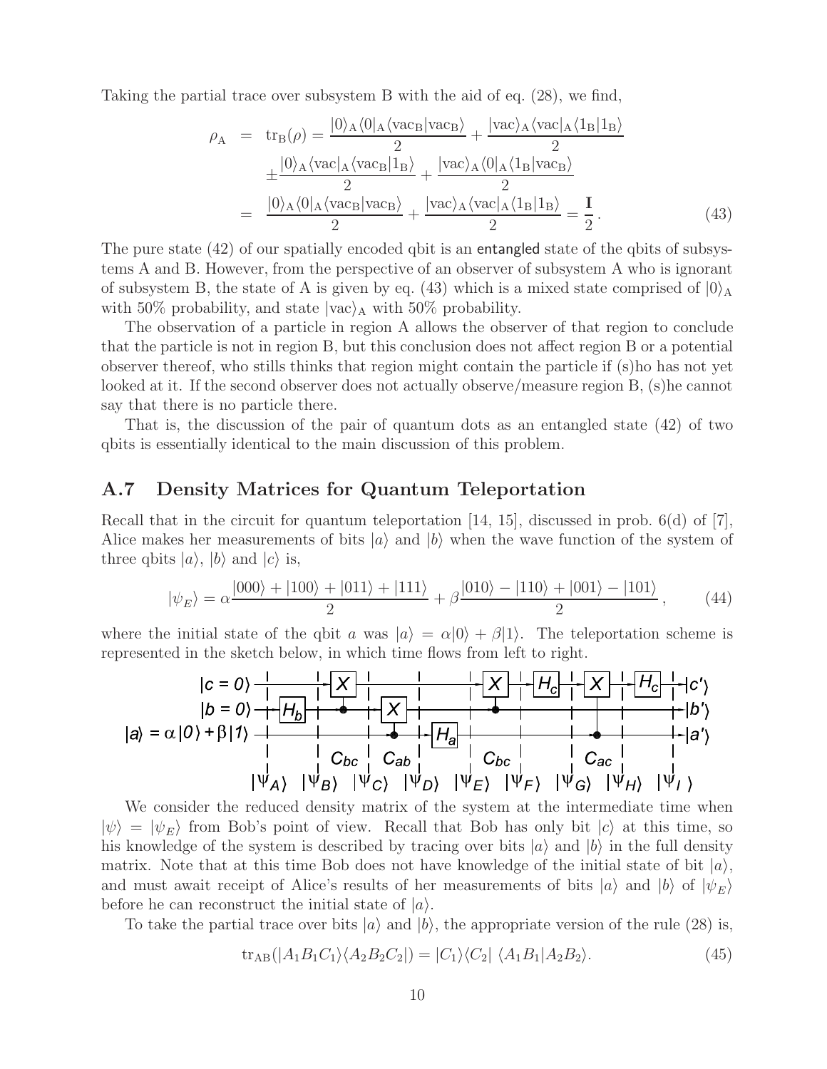Taking the partial trace over subsystem B with the aid of eq. (28), we find,

$$
\begin{aligned}
\rho_{\rm A} &= {\rm tr}_{\rm B}(\rho) = \frac{|0\rangle_{\rm A}\langle 0|_{\rm A}\langle {\rm vac_B}|{\rm vac_B}\rangle}{2} + \frac{|{\rm vac}\rangle_{\rm A}\langle {\rm vac}|_{\rm A}\langle 1_{\rm B}|1_{\rm B}\rangle}{2} \\
&\quad \pm \frac{|0\rangle_{\rm A}\langle {\rm vac}|_{\rm A}\langle {\rm vac_B}|1_{\rm B}\rangle}{2} + \frac{|{\rm vac}\rangle_{\rm A}\langle 0|_{\rm A}\langle 1_{\rm B}|{\rm vac_B}\rangle}{2} \\
&= \frac{|0\rangle_{\rm A}\langle 0|_{\rm A}\langle {\rm vac_B}|{\rm vac_B}\rangle}{2} + \frac{|{\rm vac}\rangle_{\rm A}\langle {\rm vac}|_{\rm A}\langle 1_{\rm B}|1_{\rm B}\rangle}{2} = \frac{\mathbf{I}}{2}\,. \qquad (43)
\end{aligned}
$$

The pure state (42) of our spatially encoded qbit is an entangled state of the qbits of subsystems A and B. However, from the perspective of an observer of subsystem A who is ignorant of subsystem B, the state of A is given by eq. (43) which is a mixed state comprised of $|0\rangle_{\rm A}$ with 50% probability, and state $|{\rm vac}\rangle_{\rm A}$ with 50% probability.

The observation of a particle in region A allows the observer of that region to conclude that the particle is not in region B, but this conclusion does not affect region B or a potential observer thereof, who stills thinks that region might contain the particle if (s)ho has not yet looked at it. If the second observer does not actually observe/measure region B, (s)he cannot say that there is no particle there.

That is, the discussion of the pair of quantum dots as an entangled state (42) of two qbits is essentially identical to the main discussion of this problem.

## A.7 Density Matrices for Quantum Teleportation

Recall that in the circuit for quantum teleportation [14, 15], discussed in prob. 6(d) of [7], Alice makes her measurements of bits $|a\rangle$ and $|b\rangle$ when the wave function of the system of three qbits $|a\rangle$, $|b\rangle$ and $|c\rangle$ is,

$$
|\psi_E\rangle = \alpha\frac{|000\rangle + |100\rangle + |011\rangle + |111\rangle}{2} + \beta\frac{|010\rangle - |110\rangle + |001\rangle - |101\rangle}{2}\,, \qquad (44)
$$

where the initial state of the qbit $a$ was $|a\rangle = \alpha|0\rangle + \beta|1\rangle$. The teleportation scheme is represented in the sketch below, in which time flows from left to right.

We consider the reduced density matrix of the system at the intermediate time when $|\psi\rangle = |\psi_E\rangle$ from Bob's point of view. Recall that Bob has only bit $|c\rangle$ at this time, so his knowledge of the system is described by tracing over bits $|a\rangle$ and $|b\rangle$ in the full density matrix. Note that at this time Bob does not have knowledge of the initial state of bit $|a\rangle$, and must await receipt of Alice's results of her measurements of bits $|a\rangle$ and $|b\rangle$ of $|\psi_E\rangle$ before he can reconstruct the initial state of $|a\rangle$.

To take the partial trace over bits $|a\rangle$ and $|b\rangle$, the appropriate version of the rule (28) is,

$$
{\rm tr}_{\rm AB}(|A_1B_1C_1\rangle\langle A_2B_2C_2|) = |C_1\rangle\langle C_2|\ \langle A_1B_1|A_2B_2\rangle. \qquad (45)
$$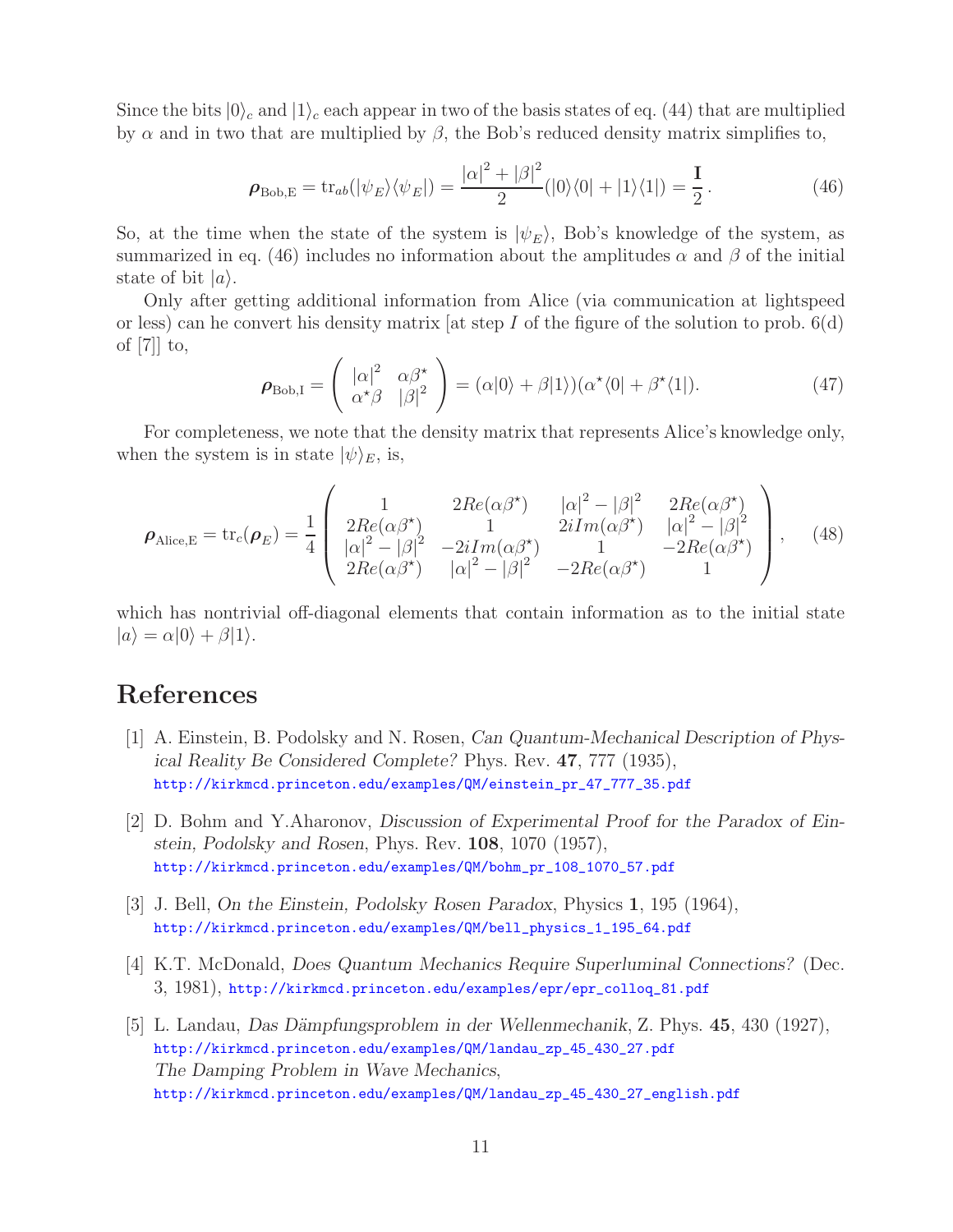Since the bits $|0\rangle_c$ and $|1\rangle_c$ each appear in two of the basis states of eq. (44) that are multiplied by $\alpha$ and in two that are multiplied by $\beta$, the Bob's reduced density matrix simplifies to,

$$\boldsymbol{\rho}_{\rm Bob,E} = {\rm tr}_{ab}(|\psi_E\rangle\langle\psi_E|) = \frac{|\alpha|^2 + |\beta|^2}{2}(|0\rangle\langle 0| + |1\rangle\langle 1|) = \frac{\mathbf{I}}{2}\,. \tag{46}$$

So, at the time when the state of the system is $|\psi_E\rangle$, Bob's knowledge of the system, as summarized in eq. (46) includes no information about the amplitudes $\alpha$ and $\beta$ of the initial state of bit $|a\rangle$.

Only after getting additional information from Alice (via communication at lightspeed or less) can he convert his density matrix [at step $I$ of the figure of the solution to prob. 6(d) of [7]] to,

$$\boldsymbol{\rho}_{\rm Bob,I} = \begin{pmatrix} |\alpha|^2 & \alpha\beta^\star \\ \alpha^\star\beta & |\beta|^2 \end{pmatrix} = (\alpha|0\rangle + \beta|1\rangle)(\alpha^\star\langle 0| + \beta^\star\langle 1|). \tag{47}$$

For completeness, we note that the density matrix that represents Alice's knowledge only, when the system is in state $|\psi\rangle_E$, is,

$$\boldsymbol{\rho}_{\rm Alice,E} = {\rm tr}_c(\boldsymbol{\rho}_E) = \frac{1}{4}\begin{pmatrix} 1 & 2Re(\alpha\beta^\star) & |\alpha|^2 - |\beta|^2 & 2Re(\alpha\beta^\star) \\ 2Re(\alpha\beta^\star) & 1 & 2iIm(\alpha\beta^\star) & |\alpha|^2 - |\beta|^2 \\ |\alpha|^2 - |\beta|^2 & -2iIm(\alpha\beta^\star) & 1 & -2Re(\alpha\beta^\star) \\ 2Re(\alpha\beta^\star) & |\alpha|^2 - |\beta|^2 & -2Re(\alpha\beta^\star) & 1 \end{pmatrix}, \tag{48}$$

which has nontrivial off-diagonal elements that contain information as to the initial state $|a\rangle = \alpha|0\rangle + \beta|1\rangle$.

# References

[1] A. Einstein, B. Podolsky and N. Rosen, *Can Quantum-Mechanical Description of Physical Reality Be Considered Complete?* Phys. Rev. **47**, 777 (1935), http://kirkmcd.princeton.edu/examples/QM/einstein_pr_47_777_35.pdf

[2] D. Bohm and Y.Aharonov, *Discussion of Experimental Proof for the Paradox of Einstein, Podolsky and Rosen*, Phys. Rev. **108**, 1070 (1957), http://kirkmcd.princeton.edu/examples/QM/bohm_pr_108_1070_57.pdf

[3] J. Bell, *On the Einstein, Podolsky Rosen Paradox*, Physics **1**, 195 (1964), http://kirkmcd.princeton.edu/examples/QM/bell_physics_1_195_64.pdf

[4] K.T. McDonald, *Does Quantum Mechanics Require Superluminal Connections?* (Dec. 3, 1981), http://kirkmcd.princeton.edu/examples/epr/epr_colloq_81.pdf

[5] L. Landau, *Das Dämpfungsproblem in der Wellenmechanik*, Z. Phys. **45**, 430 (1927), http://kirkmcd.princeton.edu/examples/QM/landau_zp_45_430_27.pdf
*The Damping Problem in Wave Mechanics*, http://kirkmcd.princeton.edu/examples/QM/landau_zp_45_430_27_english.pdf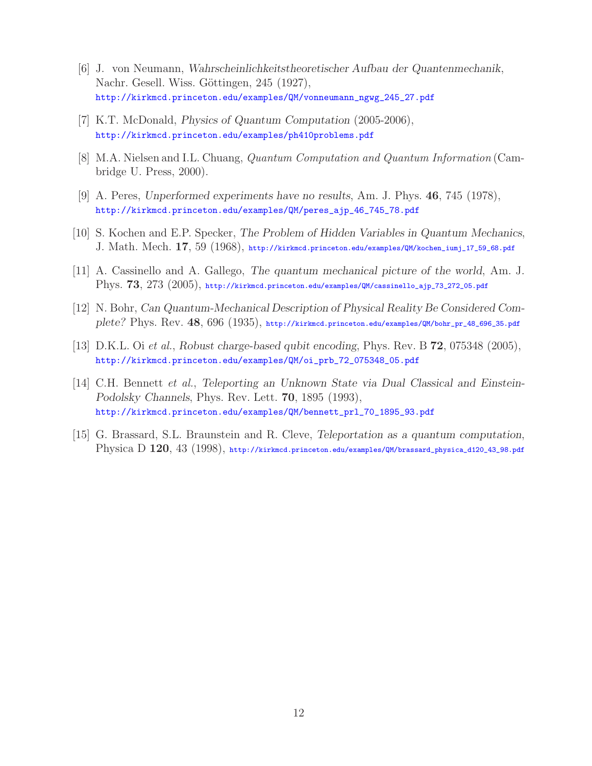[6] J. von Neumann, *Wahrscheinlichkeitstheoretischer Aufbau der Quantenmechanik*, Nachr. Gesell. Wiss. Göttingen, 245 (1927),
http://kirkmcd.princeton.edu/examples/QM/vonneumann_ngwg_245_27.pdf

[7] K.T. McDonald, *Physics of Quantum Computation* (2005-2006),
http://kirkmcd.princeton.edu/examples/ph410problems.pdf

[8] M.A. Nielsen and I.L. Chuang, *Quantum Computation and Quantum Information* (Cambridge U. Press, 2000).

[9] A. Peres, *Unperformed experiments have no results*, Am. J. Phys. **46**, 745 (1978),
http://kirkmcd.princeton.edu/examples/QM/peres_ajp_46_745_78.pdf

[10] S. Kochen and E.P. Specker, *The Problem of Hidden Variables in Quantum Mechanics*, J. Math. Mech. **17**, 59 (1968), http://kirkmcd.princeton.edu/examples/QM/kochen_iumj_17_59_68.pdf

[11] A. Cassinello and A. Gallego, *The quantum mechanical picture of the world*, Am. J. Phys. **73**, 273 (2005), http://kirkmcd.princeton.edu/examples/QM/cassinello_ajp_73_272_05.pdf

[12] N. Bohr, *Can Quantum-Mechanical Description of Physical Reality Be Considered Complete?* Phys. Rev. **48**, 696 (1935), http://kirkmcd.princeton.edu/examples/QM/bohr_pr_48_696_35.pdf

[13] D.K.L. Oi *et al.*, *Robust charge-based qubit encoding*, Phys. Rev. B **72**, 075348 (2005),
http://kirkmcd.princeton.edu/examples/QM/oi_prb_72_075348_05.pdf

[14] C.H. Bennett *et al.*, *Teleporting an Unknown State via Dual Classical and Einstein-Podolsky Channels*, Phys. Rev. Lett. **70**, 1895 (1993),
http://kirkmcd.princeton.edu/examples/QM/bennett_prl_70_1895_93.pdf

[15] G. Brassard, S.L. Braunstein and R. Cleve, *Teleportation as a quantum computation*, Physica D **120**, 43 (1998), http://kirkmcd.princeton.edu/examples/QM/brassard_physica_d120_43_98.pdf